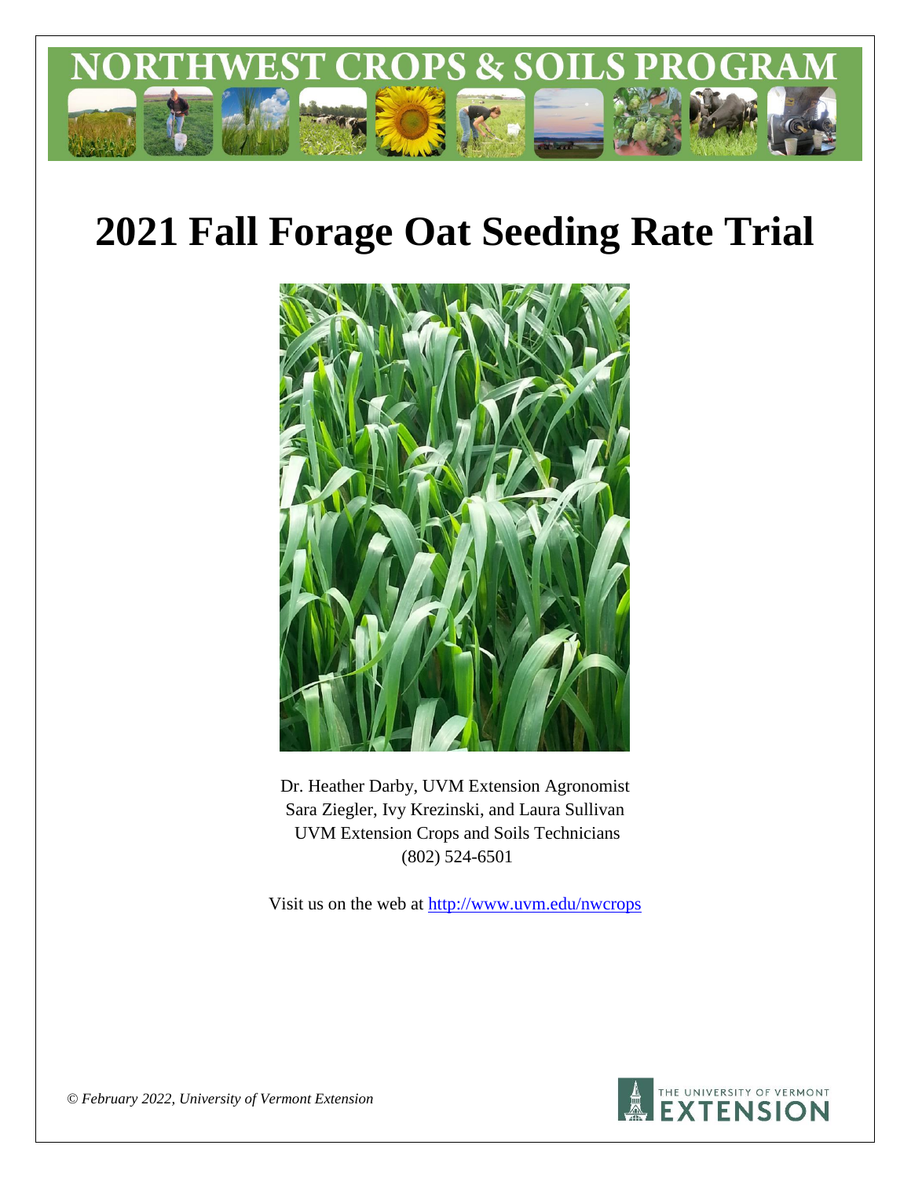# 2021 Fall Forage Oat Seeding Rate Trial

Dr. Heather Darby, UVM Extension Agronomist
Sara Ziegler, Ivy Krezinski, and Laura Sullivan
UVM Extension Crops and Soils Technicians
(802) 524-6501

Visit us on the web at http://www.uvm.edu/nwcrops

*© February 2022, University of Vermont Extension*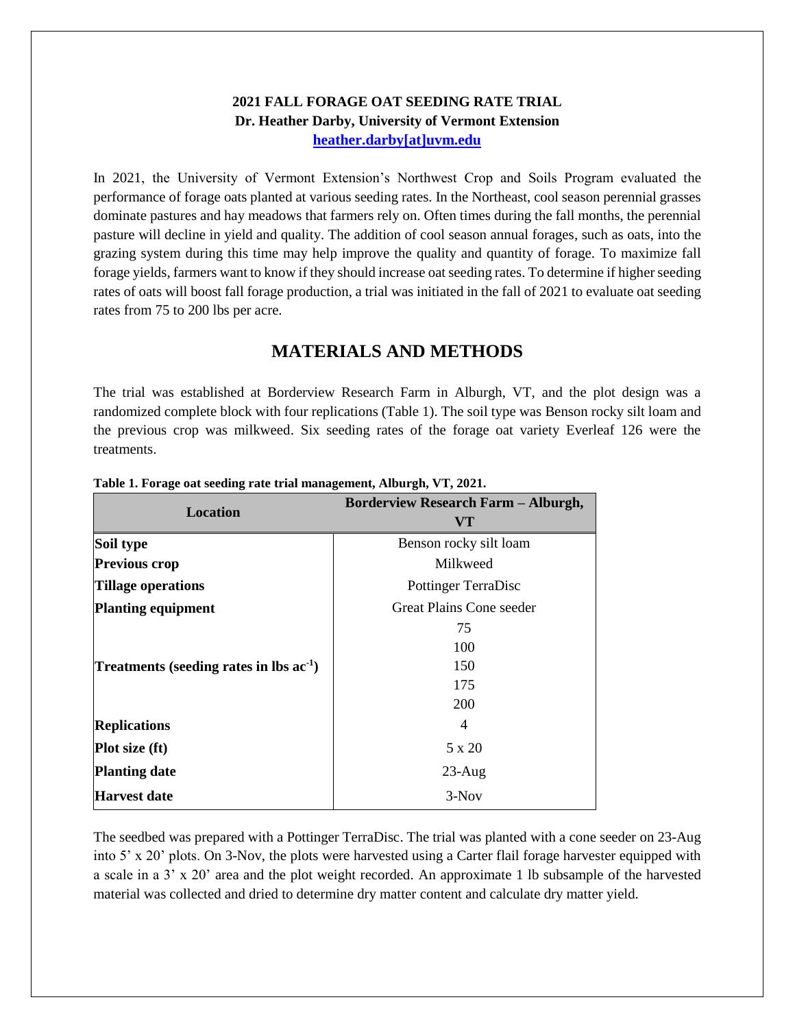**2021 FALL FORAGE OAT SEEDING RATE TRIAL**
**Dr. Heather Darby, University of Vermont Extension**
**heather.darby[at]uvm.edu**

In 2021, the University of Vermont Extension's Northwest Crop and Soils Program evaluated the performance of forage oats planted at various seeding rates. In the Northeast, cool season perennial grasses dominate pastures and hay meadows that farmers rely on. Often times during the fall months, the perennial pasture will decline in yield and quality. The addition of cool season annual forages, such as oats, into the grazing system during this time may help improve the quality and quantity of forage. To maximize fall forage yields, farmers want to know if they should increase oat seeding rates. To determine if higher seeding rates of oats will boost fall forage production, a trial was initiated in the fall of 2021 to evaluate oat seeding rates from 75 to 200 lbs per acre.

## MATERIALS AND METHODS

The trial was established at Borderview Research Farm in Alburgh, VT, and the plot design was a randomized complete block with four replications (Table 1). The soil type was Benson rocky silt loam and the previous crop was milkweed. Six seeding rates of the forage oat variety Everleaf 126 were the treatments.

**Table 1. Forage oat seeding rate trial management, Alburgh, VT, 2021.**

| Location | Borderview Research Farm – Alburgh, VT |
|---|---|
| **Soil type** | Benson rocky silt loam |
| **Previous crop** | Milkweed |
| **Tillage operations** | Pottinger TerraDisc |
| **Planting equipment** | Great Plains Cone seeder |
| **Treatments (seeding rates in lbs ac$^{-1}$)** | 75<br>100<br>150<br>175<br>200 |
| **Replications** | 4 |
| **Plot size (ft)** | 5 x 20 |
| **Planting date** | 23-Aug |
| **Harvest date** | 3-Nov |

The seedbed was prepared with a Pottinger TerraDisc. The trial was planted with a cone seeder on 23-Aug into 5' x 20' plots. On 3-Nov, the plots were harvested using a Carter flail forage harvester equipped with a scale in a 3' x 20' area and the plot weight recorded. An approximate 1 lb subsample of the harvested material was collected and dried to determine dry matter content and calculate dry matter yield.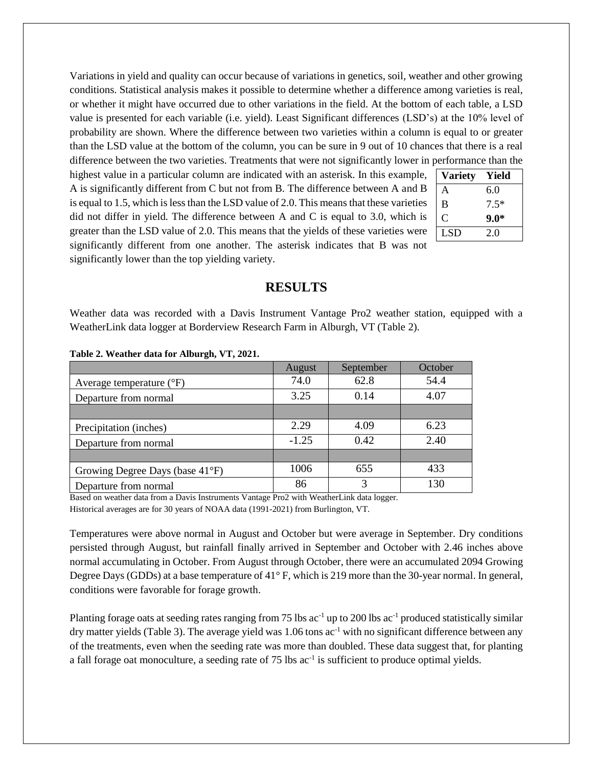Variations in yield and quality can occur because of variations in genetics, soil, weather and other growing conditions. Statistical analysis makes it possible to determine whether a difference among varieties is real, or whether it might have occurred due to other variations in the field. At the bottom of each table, a LSD value is presented for each variable (i.e. yield). Least Significant differences (LSD's) at the 10% level of probability are shown. Where the difference between two varieties within a column is equal to or greater than the LSD value at the bottom of the column, you can be sure in 9 out of 10 chances that there is a real difference between the two varieties. Treatments that were not significantly lower in performance than the highest value in a particular column are indicated with an asterisk. In this example, A is significantly different from C but not from B. The difference between A and B is equal to 1.5, which is less than the LSD value of 2.0. This means that these varieties did not differ in yield. The difference between A and C is equal to 3.0, which is greater than the LSD value of 2.0. This means that the yields of these varieties were significantly different from one another. The asterisk indicates that B was not significantly lower than the top yielding variety.

| Variety | Yield |
|---|---|
| A | 6.0 |
| B | 7.5* |
| C | **9.0*** |
| LSD | 2.0 |

## RESULTS

Weather data was recorded with a Davis Instrument Vantage Pro2 weather station, equipped with a WeatherLink data logger at Borderview Research Farm in Alburgh, VT (Table 2).

**Table 2. Weather data for Alburgh, VT, 2021.**

| | August | September | October |
|---|---|---|---|
| Average temperature (°F) | 74.0 | 62.8 | 54.4 |
| Departure from normal | 3.25 | 0.14 | 4.07 |
| | | | |
| Precipitation (inches) | 2.29 | 4.09 | 6.23 |
| Departure from normal | -1.25 | 0.42 | 2.40 |
| | | | |
| Growing Degree Days (base 41°F) | 1006 | 655 | 433 |
| Departure from normal | 86 | 3 | 130 |

Based on weather data from a Davis Instruments Vantage Pro2 with WeatherLink data logger.
Historical averages are for 30 years of NOAA data (1991-2021) from Burlington, VT.

Temperatures were above normal in August and October but were average in September. Dry conditions persisted through August, but rainfall finally arrived in September and October with 2.46 inches above normal accumulating in October. From August through October, there were an accumulated 2094 Growing Degree Days (GDDs) at a base temperature of 41° F, which is 219 more than the 30-year normal. In general, conditions were favorable for forage growth.

Planting forage oats at seeding rates ranging from 75 lbs ac$^{-1}$ up to 200 lbs ac$^{-1}$ produced statistically similar dry matter yields (Table 3). The average yield was 1.06 tons ac$^{-1}$ with no significant difference between any of the treatments, even when the seeding rate was more than doubled. These data suggest that, for planting a fall forage oat monoculture, a seeding rate of 75 lbs ac$^{-1}$ is sufficient to produce optimal yields.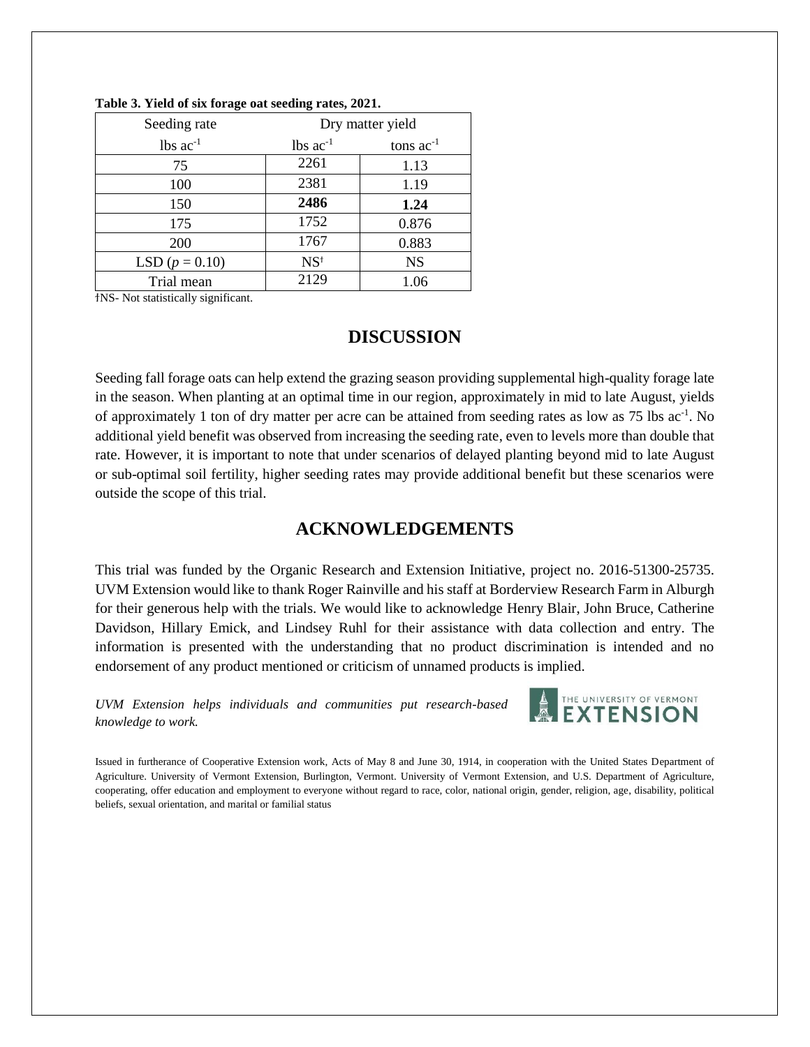**Table 3. Yield of six forage oat seeding rates, 2021.**

| Seeding rate | Dry matter yield | |
|---|---|---|
| lbs ac$^{-1}$ | lbs ac$^{-1}$ | tons ac$^{-1}$ |
| 75 | 2261 | 1.13 |
| 100 | 2381 | 1.19 |
| 150 | **2486** | **1.24** |
| 175 | 1752 | 0.876 |
| 200 | 1767 | 0.883 |
| LSD ($p$ = 0.10) | NS† | NS |
| Trial mean | 2129 | 1.06 |

†NS- Not statistically significant.

## DISCUSSION

Seeding fall forage oats can help extend the grazing season providing supplemental high-quality forage late in the season. When planting at an optimal time in our region, approximately in mid to late August, yields of approximately 1 ton of dry matter per acre can be attained from seeding rates as low as 75 lbs ac$^{-1}$. No additional yield benefit was observed from increasing the seeding rate, even to levels more than double that rate. However, it is important to note that under scenarios of delayed planting beyond mid to late August or sub-optimal soil fertility, higher seeding rates may provide additional benefit but these scenarios were outside the scope of this trial.

## ACKNOWLEDGEMENTS

This trial was funded by the Organic Research and Extension Initiative, project no. 2016-51300-25735. UVM Extension would like to thank Roger Rainville and his staff at Borderview Research Farm in Alburgh for their generous help with the trials. We would like to acknowledge Henry Blair, John Bruce, Catherine Davidson, Hillary Emick, and Lindsey Ruhl for their assistance with data collection and entry. The information is presented with the understanding that no product discrimination is intended and no endorsement of any product mentioned or criticism of unnamed products is implied.

*UVM Extension helps individuals and communities put research-based knowledge to work.*

THE UNIVERSITY OF VERMONT EXTENSION

Issued in furtherance of Cooperative Extension work, Acts of May 8 and June 30, 1914, in cooperation with the United States Department of Agriculture. University of Vermont Extension, Burlington, Vermont. University of Vermont Extension, and U.S. Department of Agriculture, cooperating, offer education and employment to everyone without regard to race, color, national origin, gender, religion, age, disability, political beliefs, sexual orientation, and marital or familial status